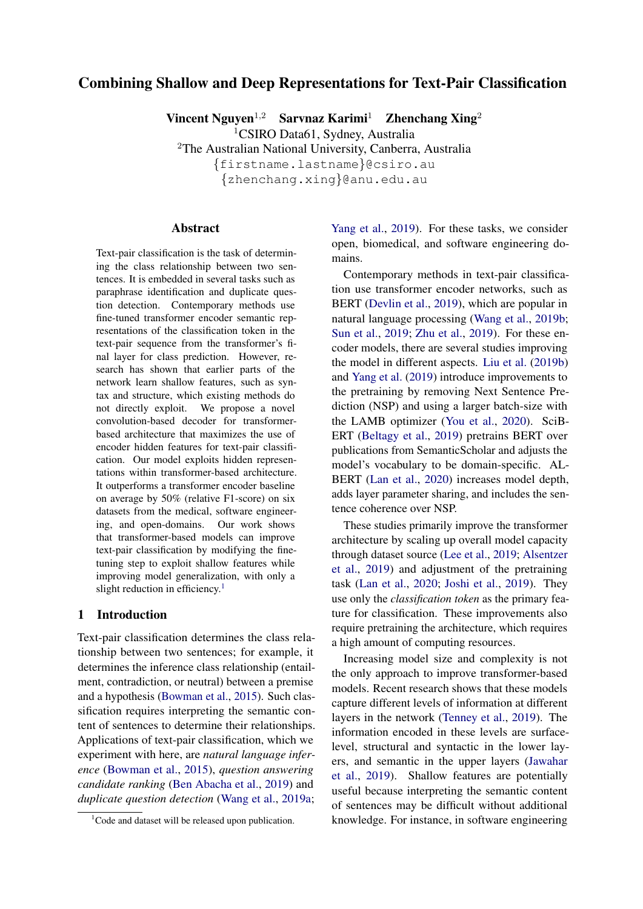# Combining Shallow and Deep Representations for Text-Pair Classification

**Vincent Nguyen**[1,2] **Sarvnaz Karimi**[1] **Zhenchang Xing**[2]

[1]CSIRO Data61, Sydney, Australia

[2]The Australian National University, Canberra, Australia

{firstname.lastname}@csiro.au

{zhenchang.xing}@anu.edu.au

## Abstract

Text-pair classification is the task of determining the class relationship between two sentences. It is embedded in several tasks such as paraphrase identification and duplicate question detection. Contemporary methods use fine-tuned transformer encoder semantic representations of the classification token in the text-pair sequence from the transformer's final layer for class prediction. However, research has shown that earlier parts of the network learn shallow features, such as syntax and structure, which existing methods do not directly exploit. We propose a novel convolution-based decoder for transformer-based architecture that maximizes the use of encoder hidden features for text-pair classification. Our model exploits hidden representations within transformer-based architecture. It outperforms a transformer encoder baseline on average by 50% (relative F1-score) on six datasets from the medical, software engineering, and open-domains. Our work shows that transformer-based models can improve text-pair classification by modifying the fine-tuning step to exploit shallow features while improving model generalization, with only a slight reduction in efficiency.[1]

## 1 Introduction

Text-pair classification determines the class relationship between two sentences; for example, it determines the inference class relationship (entailment, contradiction, or neutral) between a premise and a hypothesis (Bowman et al., 2015). Such classification requires interpreting the semantic content of sentences to determine their relationships. Applications of text-pair classification, which we experiment with here, are *natural language inference* (Bowman et al., 2015), *question answering candidate ranking* (Ben Abacha et al., 2019) and *duplicate question detection* (Wang et al., 2019a; Yang et al., 2019). For these tasks, we consider open, biomedical, and software engineering domains.

Contemporary methods in text-pair classification use transformer encoder networks, such as BERT (Devlin et al., 2019), which are popular in natural language processing (Wang et al., 2019b; Sun et al., 2019; Zhu et al., 2019). For these encoder models, there are several studies improving the model in different aspects. Liu et al. (2019b) and Yang et al. (2019) introduce improvements to the pretraining by removing Next Sentence Prediction (NSP) and using a larger batch-size with the LAMB optimizer (You et al., 2020). SciBERT (Beltagy et al., 2019) pretrains BERT over publications from SemanticScholar and adjusts the model's vocabulary to be domain-specific. ALBERT (Lan et al., 2020) increases model depth, adds layer parameter sharing, and includes the sentence coherence over NSP.

These studies primarily improve the transformer architecture by scaling up overall model capacity through dataset source (Lee et al., 2019; Alsentzer et al., 2019) and adjustment of the pretraining task (Lan et al., 2020; Joshi et al., 2019). They use only the *classification token* as the primary feature for classification. These improvements also require pretraining the architecture, which requires a high amount of computing resources.

Increasing model size and complexity is not the only approach to improve transformer-based models. Recent research shows that these models capture different levels of information at different layers in the network (Tenney et al., 2019). The information encoded in these levels are surface-level, structural and syntactic in the lower layers, and semantic in the upper layers (Jawahar et al., 2019). Shallow features are potentially useful because interpreting the semantic content of sentences may be difficult without additional knowledge. For instance, in software engineering

[1]Code and dataset will be released upon publication.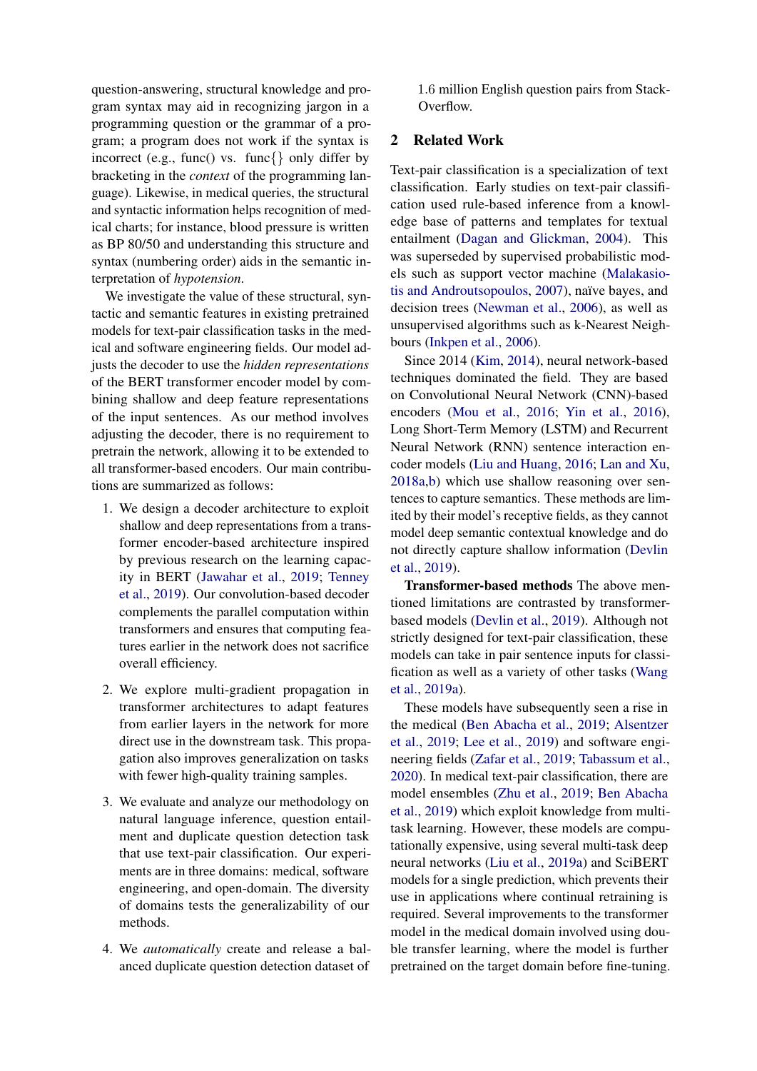question-answering, structural knowledge and program syntax may aid in recognizing jargon in a programming question or the grammar of a program; a program does not work if the syntax is incorrect (e.g., func() vs. func{} only differ by bracketing in the *context* of the programming language). Likewise, in medical queries, the structural and syntactic information helps recognition of medical charts; for instance, blood pressure is written as BP 80/50 and understanding this structure and syntax (numbering order) aids in the semantic interpretation of *hypotension*.

We investigate the value of these structural, syntactic and semantic features in existing pretrained models for text-pair classification tasks in the medical and software engineering fields. Our model adjusts the decoder to use the *hidden representations* of the BERT transformer encoder model by combining shallow and deep feature representations of the input sentences. As our method involves adjusting the decoder, there is no requirement to pretrain the network, allowing it to be extended to all transformer-based encoders. Our main contributions are summarized as follows:

1. We design a decoder architecture to exploit shallow and deep representations from a transformer encoder-based architecture inspired by previous research on the learning capacity in BERT (Jawahar et al., 2019; Tenney et al., 2019). Our convolution-based decoder complements the parallel computation within transformers and ensures that computing features earlier in the network does not sacrifice overall efficiency.

2. We explore multi-gradient propagation in transformer architectures to adapt features from earlier layers in the network for more direct use in the downstream task. This propagation also improves generalization on tasks with fewer high-quality training samples.

3. We evaluate and analyze our methodology on natural language inference, question entailment and duplicate question detection task that use text-pair classification. Our experiments are in three domains: medical, software engineering, and open-domain. The diversity of domains tests the generalizability of our methods.

4. We *automatically* create and release a balanced duplicate question detection dataset of 1.6 million English question pairs from StackOverflow.

## 2 Related Work

Text-pair classification is a specialization of text classification. Early studies on text-pair classification used rule-based inference from a knowledge base of patterns and templates for textual entailment (Dagan and Glickman, 2004). This was superseded by supervised probabilistic models such as support vector machine (Malakasiotis and Androutsopoulos, 2007), naïve bayes, and decision trees (Newman et al., 2006), as well as unsupervised algorithms such as k-Nearest Neighbours (Inkpen et al., 2006).

Since 2014 (Kim, 2014), neural network-based techniques dominated the field. They are based on Convolutional Neural Network (CNN)-based encoders (Mou et al., 2016; Yin et al., 2016), Long Short-Term Memory (LSTM) and Recurrent Neural Network (RNN) sentence interaction encoder models (Liu and Huang, 2016; Lan and Xu, 2018a,b) which use shallow reasoning over sentences to capture semantics. These methods are limited by their model's receptive fields, as they cannot model deep semantic contextual knowledge and do not directly capture shallow information (Devlin et al., 2019).

**Transformer-based methods** The above mentioned limitations are contrasted by transformer-based models (Devlin et al., 2019). Although not strictly designed for text-pair classification, these models can take in pair sentence inputs for classification as well as a variety of other tasks (Wang et al., 2019a).

These models have subsequently seen a rise in the medical (Ben Abacha et al., 2019; Alsentzer et al., 2019; Lee et al., 2019) and software engineering fields (Zafar et al., 2019; Tabassum et al., 2020). In medical text-pair classification, there are model ensembles (Zhu et al., 2019; Ben Abacha et al., 2019) which exploit knowledge from multi-task learning. However, these models are computationally expensive, using several multi-task deep neural networks (Liu et al., 2019a) and SciBERT models for a single prediction, which prevents their use in applications where continual retraining is required. Several improvements to the transformer model in the medical domain involved using double transfer learning, where the model is further pretrained on the target domain before fine-tuning.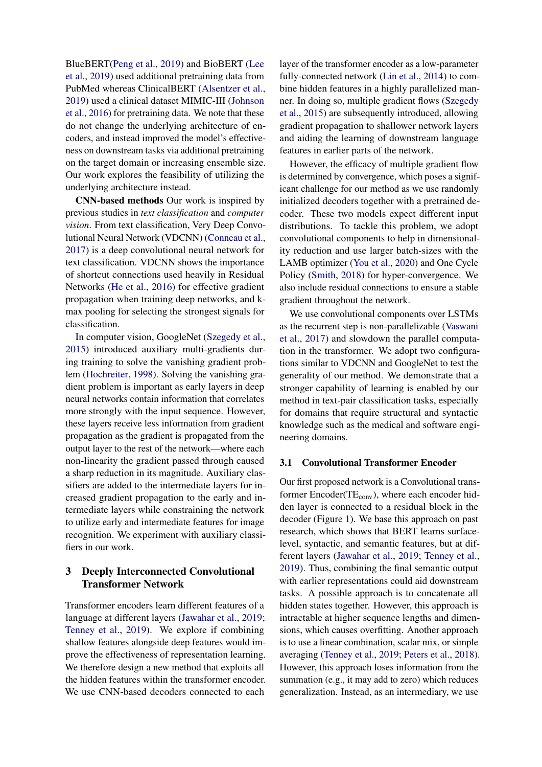BlueBERT(Peng et al., 2019) and BioBERT (Lee et al., 2019) used additional pretraining data from PubMed whereas ClinicalBERT (Alsentzer et al., 2019) used a clinical dataset MIMIC-III (Johnson et al., 2016) for pretraining data. We note that these do not change the underlying architecture of encoders, and instead improved the model's effectiveness on downstream tasks via additional pretraining on the target domain or increasing ensemble size. Our work explores the feasibility of utilizing the underlying architecture instead.

**CNN-based methods** Our work is inspired by previous studies in *text classification* and *computer vision*. From text classification, Very Deep Convolutional Neural Network (VDCNN) (Conneau et al., 2017) is a deep convolutional neural network for text classification. VDCNN shows the importance of shortcut connections used heavily in Residual Networks (He et al., 2016) for effective gradient propagation when training deep networks, and k-max pooling for selecting the strongest signals for classification.

In computer vision, GoogleNet (Szegedy et al., 2015) introduced auxiliary multi-gradients during training to solve the vanishing gradient problem (Hochreiter, 1998). Solving the vanishing gradient problem is important as early layers in deep neural networks contain information that correlates more strongly with the input sequence. However, these layers receive less information from gradient propagation as the gradient is propagated from the output layer to the rest of the network—where each non-linearity the gradient passed through caused a sharp reduction in its magnitude. Auxiliary classifiers are added to the intermediate layers for increased gradient propagation to the early and intermediate layers while constraining the network to utilize early and intermediate features for image recognition. We experiment with auxiliary classifiers in our work.

## 3 Deeply Interconnected Convolutional Transformer Network

Transformer encoders learn different features of a language at different layers (Jawahar et al., 2019; Tenney et al., 2019). We explore if combining shallow features alongside deep features would improve the effectiveness of representation learning. We therefore design a new method that exploits all the hidden features within the transformer encoder. We use CNN-based decoders connected to each layer of the transformer encoder as a low-parameter fully-connected network (Lin et al., 2014) to combine hidden features in a highly parallelized manner. In doing so, multiple gradient flows (Szegedy et al., 2015) are subsequently introduced, allowing gradient propagation to shallower network layers and aiding the learning of downstream language features in earlier parts of the network.

However, the efficacy of multiple gradient flow is determined by convergence, which poses a significant challenge for our method as we use randomly initialized decoders together with a pretrained decoder. These two models expect different input distributions. To tackle this problem, we adopt convolutional components to help in dimensionality reduction and use larger batch-sizes with the LAMB optimizer (You et al., 2020) and One Cycle Policy (Smith, 2018) for hyper-convergence. We also include residual connections to ensure a stable gradient throughout the network.

We use convolutional components over LSTMs as the recurrent step is non-parallelizable (Vaswani et al., 2017) and slowdown the parallel computation in the transformer. We adopt two configurations similar to VDCNN and GoogleNet to test the generality of our method. We demonstrate that a stronger capability of learning is enabled by our method in text-pair classification tasks, especially for domains that require structural and syntactic knowledge such as the medical and software engineering domains.

### 3.1 Convolutional Transformer Encoder

Our first proposed network is a Convolutional transformer Encoder($\text{TE}_{\text{conv}}$), where each encoder hidden layer is connected to a residual block in the decoder (Figure 1). We base this approach on past research, which shows that BERT learns surface-level, syntactic, and semantic features, but at different layers (Jawahar et al., 2019; Tenney et al., 2019). Thus, combining the final semantic output with earlier representations could aid downstream tasks. A possible approach is to concatenate all hidden states together. However, this approach is intractable at higher sequence lengths and dimensions, which causes overfitting. Another approach is to use a linear combination, scalar mix, or simple averaging (Tenney et al., 2019; Peters et al., 2018). However, this approach loses information from the summation (e.g., it may add to zero) which reduces generalization. Instead, as an intermediary, we use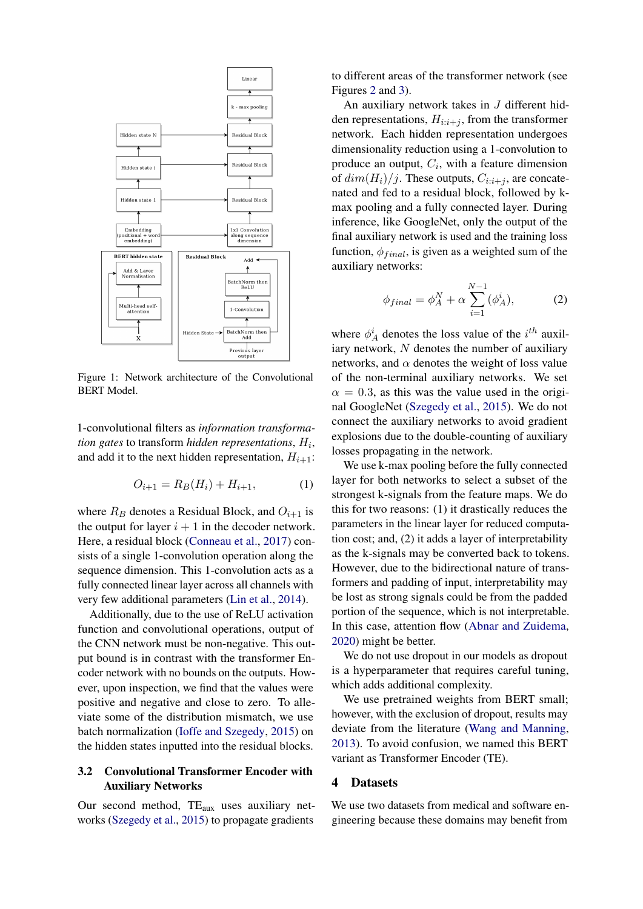Figure 1: Network architecture of the Convolutional BERT Model.

1-convolutional filters as *information transformation gates* to transform *hidden representations*, $H_i$, and add it to the next hidden representation, $H_{i+1}$:

$$O_{i+1} = R_B(H_i) + H_{i+1}, \tag{1}$$

where $R_B$ denotes a Residual Block, and $O_{i+1}$ is the output for layer $i + 1$ in the decoder network. Here, a residual block (Conneau et al., 2017) consists of a single 1-convolution operation along the sequence dimension. This 1-convolution acts as a fully connected linear layer across all channels with very few additional parameters (Lin et al., 2014).

Additionally, due to the use of ReLU activation function and convolutional operations, output of the CNN network must be non-negative. This output bound is in contrast with the transformer Encoder network with no bounds on the outputs. However, upon inspection, we find that the values were positive and negative and close to zero. To alleviate some of the distribution mismatch, we use batch normalization (Ioffe and Szegedy, 2015) on the hidden states inputted into the residual blocks.

### 3.2 Convolutional Transformer Encoder with Auxiliary Networks

Our second method, $\text{TE}_{\text{aux}}$ uses auxiliary networks (Szegedy et al., 2015) to propagate gradients to different areas of the transformer network (see Figures 2 and 3).

An auxiliary network takes in $J$ different hidden representations, $H_{i:i+j}$, from the transformer network. Each hidden representation undergoes dimensionality reduction using a 1-convolution to produce an output, $C_i$, with a feature dimension of $dim(H_i)/j$. These outputs, $C_{i:i+j}$, are concatenated and fed to a residual block, followed by k-max pooling and a fully connected layer. During inference, like GoogleNet, only the output of the final auxiliary network is used and the training loss function, $\phi_{final}$, is given as a weighted sum of the auxiliary networks:

$$\phi_{final} = \phi_A^N + \alpha \sum_{i=1}^{N-1} (\phi_A^i), \tag{2}$$

where $\phi_A^i$ denotes the loss value of the $i^{th}$ auxiliary network, $N$ denotes the number of auxiliary networks, and $\alpha$ denotes the weight of loss value of the non-terminal auxiliary networks. We set $\alpha = 0.3$, as this was the value used in the original GoogleNet (Szegedy et al., 2015). We do not connect the auxiliary networks to avoid gradient explosions due to the double-counting of auxiliary losses propagating in the network.

We use k-max pooling before the fully connected layer for both networks to select a subset of the strongest k-signals from the feature maps. We do this for two reasons: (1) it drastically reduces the parameters in the linear layer for reduced computation cost; and, (2) it adds a layer of interpretability as the k-signals may be converted back to tokens. However, due to the bidirectional nature of transformers and padding of input, interpretability may be lost as strong signals could be from the padded portion of the sequence, which is not interpretable. In this case, attention flow (Abnar and Zuidema, 2020) might be better.

We do not use dropout in our models as dropout is a hyperparameter that requires careful tuning, which adds additional complexity.

We use pretrained weights from BERT small; however, with the exclusion of dropout, results may deviate from the literature (Wang and Manning, 2013). To avoid confusion, we named this BERT variant as Transformer Encoder (TE).

## 4 Datasets

We use two datasets from medical and software engineering because these domains may benefit from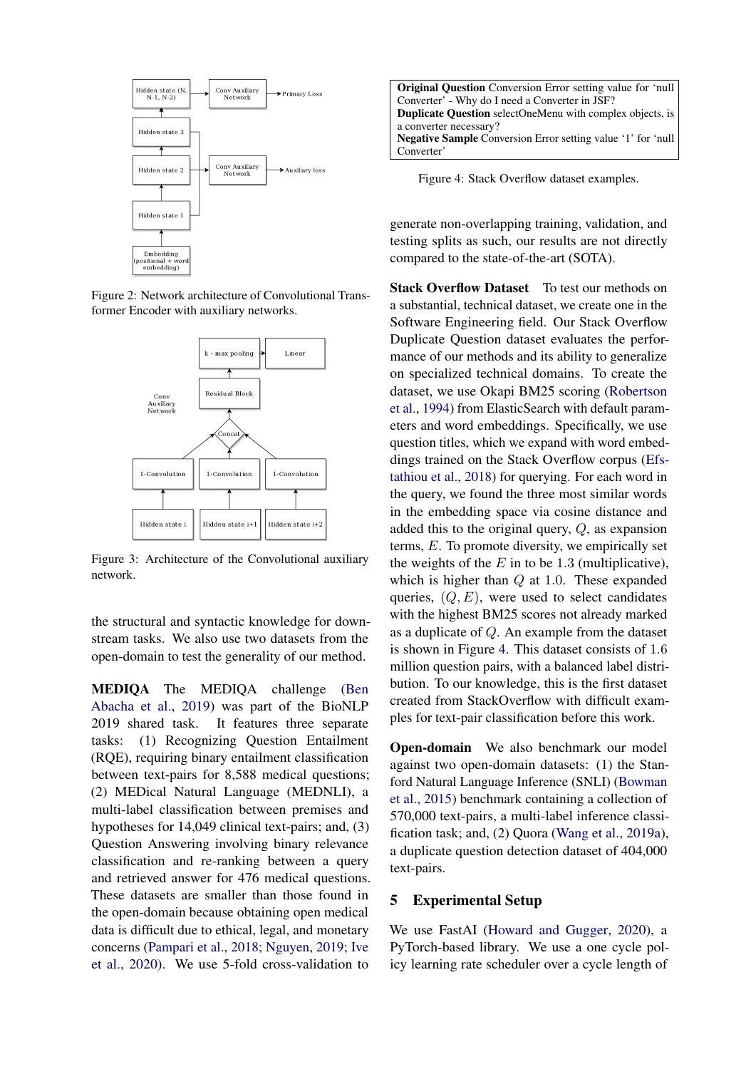Figure 2: Network architecture of Convolutional Transformer Encoder with auxiliary networks.

Figure 3: Architecture of the Convolutional auxiliary network.

the structural and syntactic knowledge for downstream tasks. We also use two datasets from the open-domain to test the generality of our method.

**MEDIQA** The MEDIQA challenge (Ben Abacha et al., 2019) was part of the BioNLP 2019 shared task. It features three separate tasks: (1) Recognizing Question Entailment (RQE), requiring binary entailment classification between text-pairs for 8,588 medical questions; (2) MEDical Natural Language (MEDNLI), a multi-label classification between premises and hypotheses for 14,049 clinical text-pairs; and, (3) Question Answering involving binary relevance classification and re-ranking between a query and retrieved answer for 476 medical questions. These datasets are smaller than those found in the open-domain because obtaining open medical data is difficult due to ethical, legal, and monetary concerns (Pampari et al., 2018; Nguyen, 2019; Ive et al., 2020). We use 5-fold cross-validation to generate non-overlapping training, validation, and testing splits as such, our results are not directly compared to the state-of-the-art (SOTA).

**Original Question** Conversion Error setting value for 'null Converter' - Why do I need a Converter in JSF?
**Duplicate Question** selectOneMenu with complex objects, is a converter necessary?
**Negative Sample** Conversion Error setting value '1' for 'null Converter'

Figure 4: Stack Overflow dataset examples.

**Stack Overflow Dataset** To test our methods on a substantial, technical dataset, we create one in the Software Engineering field. Our Stack Overflow Duplicate Question dataset evaluates the performance of our methods and its ability to generalize on specialized technical domains. To create the dataset, we use Okapi BM25 scoring (Robertson et al., 1994) from ElasticSearch with default parameters and word embeddings. Specifically, we use question titles, which we expand with word embeddings trained on the Stack Overflow corpus (Efstathiou et al., 2018) for querying. For each word in the query, we found the three most similar words in the embedding space via cosine distance and added this to the original query, $Q$, as expansion terms, $E$. To promote diversity, we empirically set the weights of the $E$ in to be 1.3 (multiplicative), which is higher than $Q$ at 1.0. These expanded queries, $(Q, E)$, were used to select candidates with the highest BM25 scores not already marked as a duplicate of $Q$. An example from the dataset is shown in Figure 4. This dataset consists of 1.6 million question pairs, with a balanced label distribution. To our knowledge, this is the first dataset created from StackOverflow with difficult examples for text-pair classification before this work.

**Open-domain** We also benchmark our model against two open-domain datasets: (1) the Stanford Natural Language Inference (SNLI) (Bowman et al., 2015) benchmark containing a collection of 570,000 text-pairs, a multi-label inference classification task; and, (2) Quora (Wang et al., 2019a), a duplicate question detection dataset of 404,000 text-pairs.

## 5 Experimental Setup

We use FastAI (Howard and Gugger, 2020), a PyTorch-based library. We use a one cycle policy learning rate scheduler over a cycle length of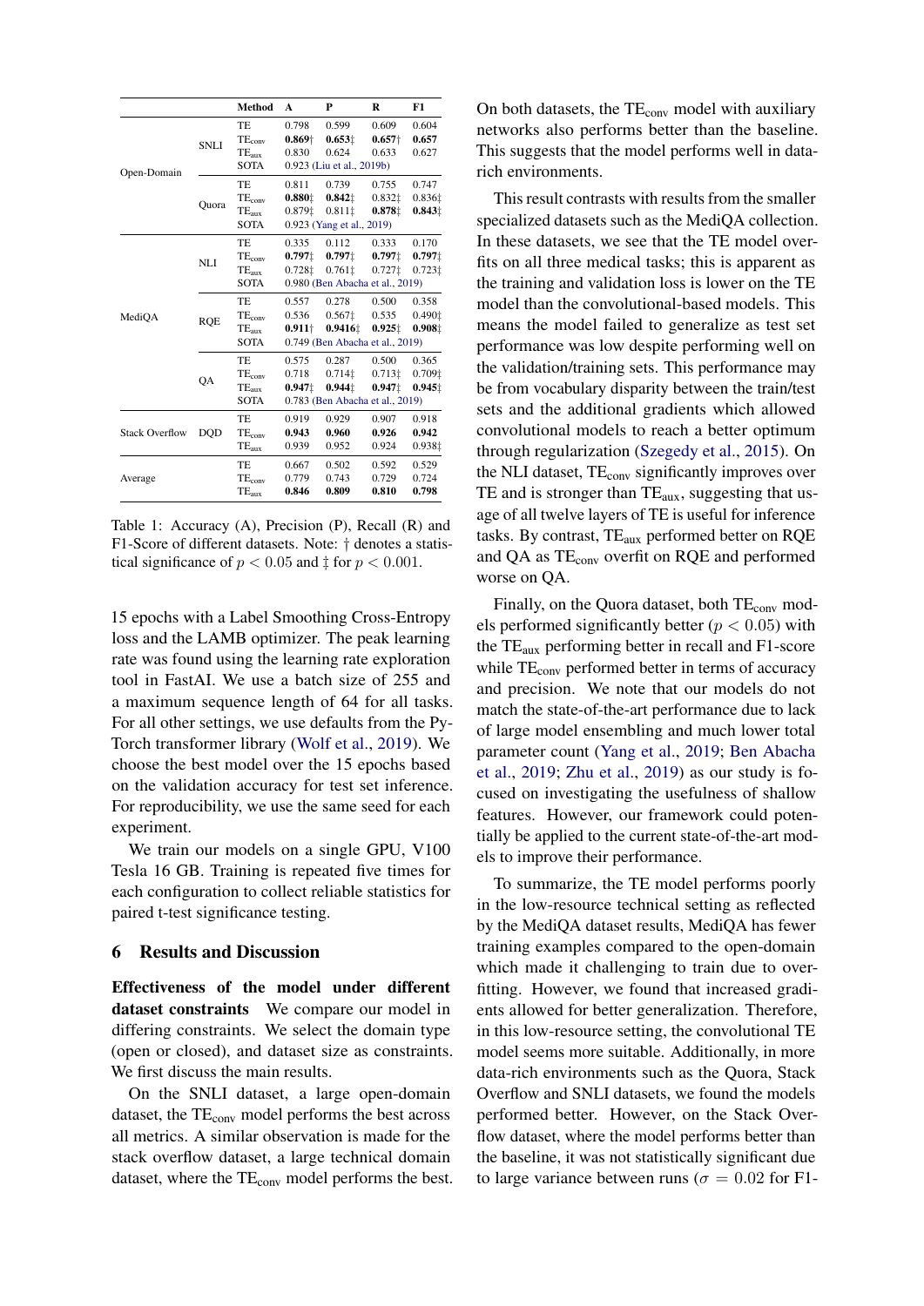| | | Method | A | P | R | F1 |
|---|---|---|---|---|---|---|
| Open-Domain | SNLI | TE | 0.798 | 0.599 | 0.609 | 0.604 |
| | | $TE_{conv}$ | **0.869**† | **0.653**‡ | **0.657**† | **0.657** |
| | | $TE_{aux}$ | 0.830 | 0.624 | 0.633 | 0.627 |
| | | SOTA | 0.923 (Liu et al., 2019b) | | | |
| | Quora | TE | 0.811 | 0.739 | 0.755 | 0.747 |
| | | $TE_{conv}$ | **0.880**‡ | **0.842**‡ | 0.832‡ | 0.836‡ |
| | | $TE_{aux}$ | 0.879‡ | 0.811‡ | **0.878**‡ | **0.843**‡ |
| | | SOTA | 0.923 (Yang et al., 2019) | | | |
| MediQA | NLI | TE | 0.335 | 0.112 | 0.333 | 0.170 |
| | | $TE_{conv}$ | **0.797**‡ | **0.797**‡ | **0.797**‡ | **0.797**‡ |
| | | $TE_{aux}$ | 0.728‡ | 0.761‡ | 0.727‡ | 0.723‡ |
| | | SOTA | 0.980 (Ben Abacha et al., 2019) | | | |
| | RQE | TE | 0.557 | 0.278 | 0.500 | 0.358 |
| | | $TE_{conv}$ | 0.536 | 0.567‡ | 0.535 | 0.490‡ |
| | | $TE_{aux}$ | **0.911**† | **0.9416**‡ | **0.925**‡ | **0.908**‡ |
| | | SOTA | 0.749 (Ben Abacha et al., 2019) | | | |
| | QA | TE | 0.575 | 0.287 | 0.500 | 0.365 |
| | | $TE_{conv}$ | 0.718 | 0.714‡ | 0.713‡ | 0.709‡ |
| | | $TE_{aux}$ | **0.947**‡ | **0.944**‡ | **0.947**‡ | **0.945**‡ |
| | | SOTA | 0.783 (Ben Abacha et al., 2019) | | | |
| Stack Overflow | DQD | TE | 0.919 | 0.929 | 0.907 | 0.918 |
| | | $TE_{conv}$ | **0.943** | **0.960** | **0.926** | **0.942** |
| | | $TE_{aux}$ | 0.939 | 0.952 | 0.924 | 0.938‡ |
| Average | | TE | 0.667 | 0.502 | 0.592 | 0.529 |
| | | $TE_{conv}$ | 0.779 | 0.743 | 0.729 | 0.724 |
| | | $TE_{aux}$ | **0.846** | **0.809** | **0.810** | **0.798** |

Table 1: Accuracy (A), Precision (P), Recall (R) and F1-Score of different datasets. Note: † denotes a statistical significance of $p < 0.05$ and ‡ for $p < 0.001$.

15 epochs with a Label Smoothing Cross-Entropy loss and the LAMB optimizer. The peak learning rate was found using the learning rate exploration tool in FastAI. We use a batch size of 255 and a maximum sequence length of 64 for all tasks. For all other settings, we use defaults from the PyTorch transformer library (Wolf et al., 2019). We choose the best model over the 15 epochs based on the validation accuracy for test set inference. For reproducibility, we use the same seed for each experiment.

We train our models on a single GPU, V100 Tesla 16 GB. Training is repeated five times for each configuration to collect reliable statistics for paired t-test significance testing.

## 6 Results and Discussion

**Effectiveness of the model under different dataset constraints** We compare our model in differing constraints. We select the domain type (open or closed), and dataset size as constraints. We first discuss the main results.

On the SNLI dataset, a large open-domain dataset, the $TE_{conv}$ model performs the best across all metrics. A similar observation is made for the stack overflow dataset, a large technical domain dataset, where the $TE_{conv}$ model performs the best. On both datasets, the $TE_{conv}$ model with auxiliary networks also performs better than the baseline. This suggests that the model performs well in data-rich environments.

This result contrasts with results from the smaller specialized datasets such as the MediQA collection. In these datasets, we see that the TE model overfits on all three medical tasks; this is apparent as the training and validation loss is lower on the TE model than the convolutional-based models. This means the model failed to generalize as test set performance was low despite performing well on the validation/training sets. This performance may be from vocabulary disparity between the train/test sets and the additional gradients which allowed convolutional models to reach a better optimum through regularization (Szegedy et al., 2015). On the NLI dataset, $TE_{conv}$ significantly improves over TE and is stronger than $TE_{aux}$, suggesting that usage of all twelve layers of TE is useful for inference tasks. By contrast, $TE_{aux}$ performed better on RQE and QA as $TE_{conv}$ overfit on RQE and performed worse on QA.

Finally, on the Quora dataset, both $TE_{conv}$ models performed significantly better ($p < 0.05$) with the $TE_{aux}$ performing better in recall and F1-score while $TE_{conv}$ performed better in terms of accuracy and precision. We note that our models do not match the state-of-the-art performance due to lack of large model ensembling and much lower total parameter count (Yang et al., 2019; Ben Abacha et al., 2019; Zhu et al., 2019) as our study is focused on investigating the usefulness of shallow features. However, our framework could potentially be applied to the current state-of-the-art models to improve their performance.

To summarize, the TE model performs poorly in the low-resource technical setting as reflected by the MediQA dataset results, MediQA has fewer training examples compared to the open-domain which made it challenging to train due to overfitting. However, we found that increased gradients allowed for better generalization. Therefore, in this low-resource setting, the convolutional TE model seems more suitable. Additionally, in more data-rich environments such as the Quora, Stack Overflow and SNLI datasets, we found the models performed better. However, on the Stack Overflow dataset, where the model performs better than the baseline, it was not statistically significant due to large variance between runs ($\sigma = 0.02$ for F1-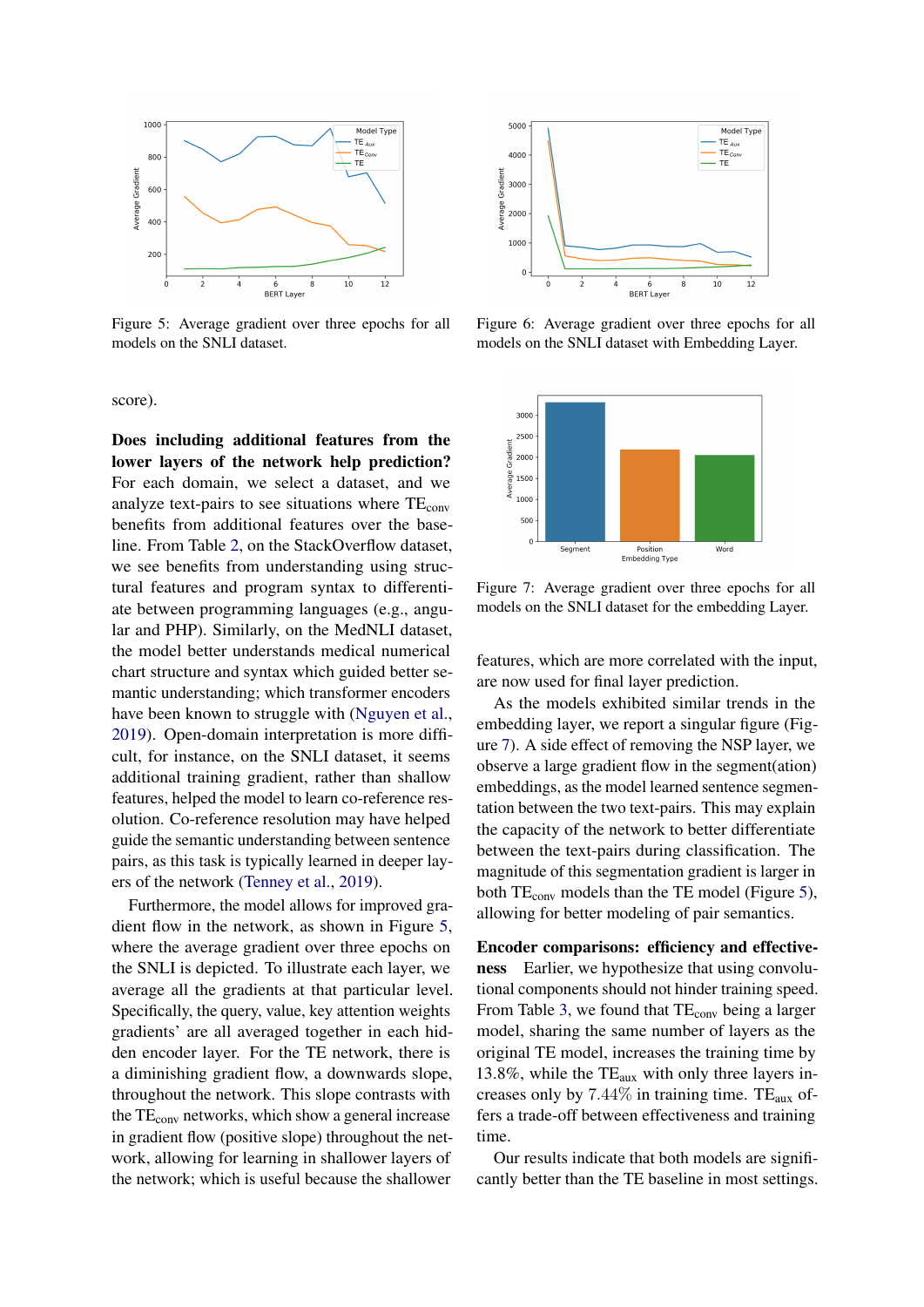Figure 5: Average gradient over three epochs for all models on the SNLI dataset.

Figure 6: Average gradient over three epochs for all models on the SNLI dataset with Embedding Layer.

Figure 7: Average gradient over three epochs for all models on the SNLI dataset for the embedding Layer.

score).

**Does including additional features from the lower layers of the network help prediction?** For each domain, we select a dataset, and we analyze text-pairs to see situations where $\text{TE}_{\text{conv}}$ benefits from additional features over the baseline. From Table 2, on the StackOverflow dataset, we see benefits from understanding using structural features and program syntax to differentiate between programming languages (e.g., angular and PHP). Similarly, on the MedNLI dataset, the model better understands medical numerical chart structure and syntax which guided better semantic understanding; which transformer encoders have been known to struggle with (Nguyen et al., 2019). Open-domain interpretation is more difficult, for instance, on the SNLI dataset, it seems additional training gradient, rather than shallow features, helped the model to learn co-reference resolution. Co-reference resolution may have helped guide the semantic understanding between sentence pairs, as this task is typically learned in deeper layers of the network (Tenney et al., 2019).

Furthermore, the model allows for improved gradient flow in the network, as shown in Figure 5, where the average gradient over three epochs on the SNLI is depicted. To illustrate each layer, we average all the gradients at that particular level. Specifically, the query, value, key attention weights gradients' are all averaged together in each hidden encoder layer. For the TE network, there is a diminishing gradient flow, a downwards slope, throughout the network. This slope contrasts with the $\text{TE}_{\text{conv}}$ networks, which show a general increase in gradient flow (positive slope) throughout the network, allowing for learning in shallower layers of the network; which is useful because the shallower features, which are more correlated with the input, are now used for final layer prediction.

As the models exhibited similar trends in the embedding layer, we report a singular figure (Figure 7). A side effect of removing the NSP layer, we observe a large gradient flow in the segment(ation) embeddings, as the model learned sentence segmentation between the two text-pairs. This may explain the capacity of the network to better differentiate between the text-pairs during classification. The magnitude of this segmentation gradient is larger in both $\text{TE}_{\text{conv}}$ models than the TE model (Figure 5), allowing for better modeling of pair semantics.

**Encoder comparisons: efficiency and effectiveness** Earlier, we hypothesize that using convolutional components should not hinder training speed. From Table 3, we found that $\text{TE}_{\text{conv}}$ being a larger model, sharing the same number of layers as the original TE model, increases the training time by 13.8%, while the $\text{TE}_{\text{aux}}$ with only three layers increases only by $7.44\%$ in training time. $\text{TE}_{\text{aux}}$ offers a trade-off between effectiveness and training time.

Our results indicate that both models are significantly better than the TE baseline in most settings.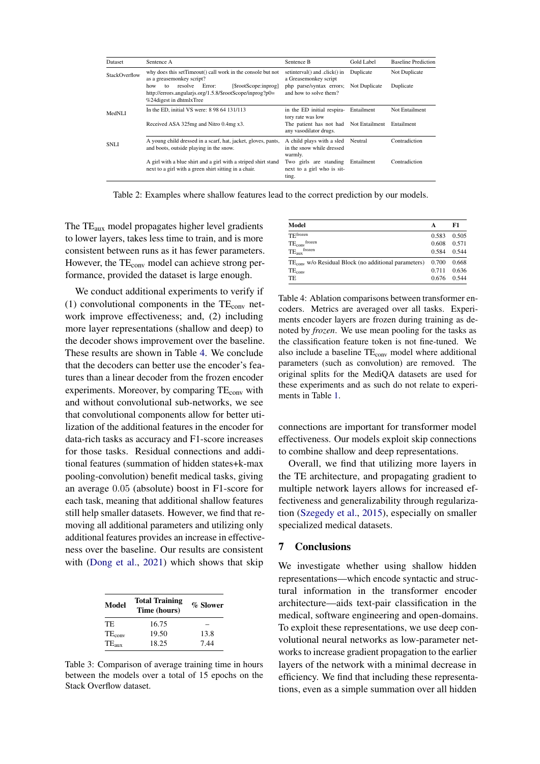| Dataset | Sentence A | Sentence B | Gold Label | Baseline Prediction |
|---|---|---|---|---|
| StackOverflow | why does this setTimeout() call work in the console but not as a greasemonkey script? | setinterval() and .click() in a Greasemonkey script | Duplicate | Not Duplicate |
| | how to resolve Error: [$rootScope:inprog] http://errors.angularjs.org/1.5.8/$rootScope/inprog?p0=%24digest in dhtmlxTree | php parse/syntax errors; and how to solve them? | Not Duplicate | Duplicate |
| MedNLI | In the ED, initial VS were: 8 98 64 131/113 | in the ED initial respiratory rate was low | Entailment | Not Entailment |
| | Received ASA 325mg and Nitro 0.4mg x3. | The patient has not had any vasodilator drugs. | Not Entailment | Entailment |
| SNLI | A young child dressed in a scarf, hat, jacket, gloves, pants, and boots, outside playing in the snow. | A child plays with a sled in the snow while dressed warmly. | Neutral | Contradiction |
| | A girl with a blue shirt and a girl with a striped shirt stand next to a girl with a green shirt sitting in a chair. | Two girls are standing next to a girl who is sitting. | Entailment | Contradiction |

Table 2: Examples where shallow features lead to the correct prediction by our models.

The $\text{TE}_{\text{aux}}$ model propagates higher level gradients to lower layers, takes less time to train, and is more consistent between runs as it has fewer parameters. However, the $\text{TE}_{\text{conv}}$ model can achieve strong performance, provided the dataset is large enough.

We conduct additional experiments to verify if (1) convolutional components in the $\text{TE}_{\text{conv}}$ network improve effectiveness; and, (2) including more layer representations (shallow and deep) to the decoder shows improvement over the baseline. These results are shown in Table 4. We conclude that the decoders can better use the encoder's features than a linear decoder from the frozen encoder experiments. Moreover, by comparing $\text{TE}_{\text{conv}}$ with and without convolutional sub-networks, we see that convolutional components allow for better utilization of the additional features in the encoder for data-rich tasks as accuracy and F1-score increases for those tasks. Residual connections and additional features (summation of hidden states+k-max pooling-convolution) benefit medical tasks, giving an average 0.05 (absolute) boost in F1-score for each task, meaning that additional shallow features still help smaller datasets. However, we find that removing all additional parameters and utilizing only additional features provides an increase in effectiveness over the baseline. Our results are consistent with (Dong et al., 2021) which shows that skip connections are important for transformer model effectiveness. Our models exploit skip connections to combine shallow and deep representations.

| Model | Total Training Time (hours) | % Slower |
|---|---|---|
| TE | 16.75 | – |
| $\text{TE}_{\text{conv}}$ | 19.50 | 13.8 |
| $\text{TE}_{\text{aux}}$ | 18.25 | 7.44 |

Table 3: Comparison of average training time in hours between the models over a total of 15 epochs on the Stack Overflow dataset.

| Model | A | F1 |
|---|---|---|
| $\text{TE}^{\text{frozen}}$ | 0.583 | 0.505 |
| $\text{TE}_{\text{conv}}^{\text{frozen}}$ | 0.608 | 0.571 |
| $\text{TE}_{\text{aux}}^{\text{frozen}}$ | 0.584 | 0.544 |
| $\text{TE}_{\text{conv}}$ w/o Residual Block (no additional parameters) | 0.700 | 0.668 |
| $\text{TE}_{\text{conv}}$ | 0.711 | 0.636 |
| TE | 0.676 | 0.544 |

Table 4: Ablation comparisons between transformer encoders. Metrics are averaged over all tasks. Experiments encoder layers are frozen during training as denoted by *frozen*. We use mean pooling for the tasks as the classification feature token is not fine-tuned. We also include a baseline $\text{TE}_{\text{conv}}$ model where additional parameters (such as convolution) are removed. The original splits for the MediQA datasets are used for these experiments and as such do not relate to experiments in Table 1.

Overall, we find that utilizing more layers in the TE architecture, and propagating gradient to multiple network layers allows for increased effectiveness and generalizability through regularization (Szegedy et al., 2015), especially on smaller specialized medical datasets.

## 7 Conclusions

We investigate whether using shallow hidden representations—which encode syntactic and structural information in the transformer encoder architecture—aids text-pair classification in the medical, software engineering and open-domains. To exploit these representations, we use deep convolutional neural networks as low-parameter networks to increase gradient propagation to the earlier layers of the network with a minimal decrease in efficiency. We find that including these representations, even as a simple summation over all hidden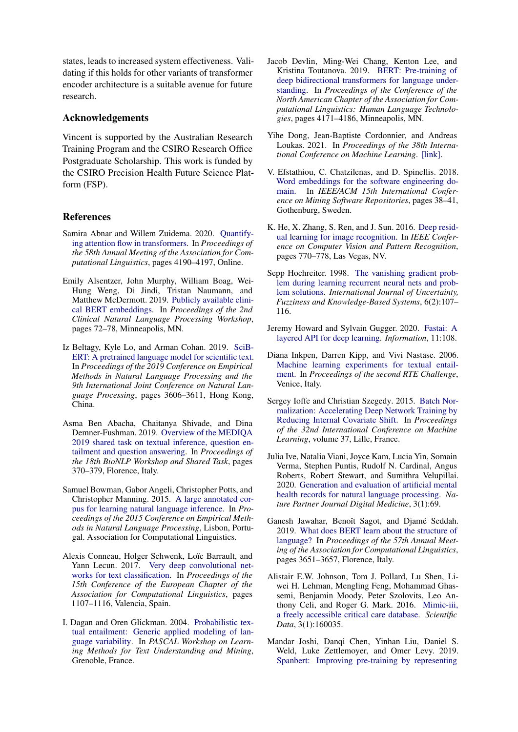states, leads to increased system effectiveness. Validating if this holds for other variants of transformer encoder architecture is a suitable avenue for future research.

## Acknowledgements

Vincent is supported by the Australian Research Training Program and the CSIRO Research Office Postgraduate Scholarship. This work is funded by the CSIRO Precision Health Future Science Platform (FSP).

## References

Samira Abnar and Willem Zuidema. 2020. Quantifying attention flow in transformers. In *Proceedings of the 58th Annual Meeting of the Association for Computational Linguistics*, pages 4190–4197, Online.

Emily Alsentzer, John Murphy, William Boag, Wei-Hung Weng, Di Jindi, Tristan Naumann, and Matthew McDermott. 2019. Publicly available clinical BERT embeddings. In *Proceedings of the 2nd Clinical Natural Language Processing Workshop*, pages 72–78, Minneapolis, MN.

Iz Beltagy, Kyle Lo, and Arman Cohan. 2019. SciBERT: A pretrained language model for scientific text. In *Proceedings of the 2019 Conference on Empirical Methods in Natural Language Processing and the 9th International Joint Conference on Natural Language Processing*, pages 3606–3611, Hong Kong, China.

Asma Ben Abacha, Chaitanya Shivade, and Dina Demner-Fushman. 2019. Overview of the MEDIQA 2019 shared task on textual inference, question entailment and question answering. In *Proceedings of the 18th BioNLP Workshop and Shared Task*, pages 370–379, Florence, Italy.

Samuel Bowman, Gabor Angeli, Christopher Potts, and Christopher Manning. 2015. A large annotated corpus for learning natural language inference. In *Proceedings of the 2015 Conference on Empirical Methods in Natural Language Processing*, Lisbon, Portugal. Association for Computational Linguistics.

Alexis Conneau, Holger Schwenk, Loïc Barrault, and Yann Lecun. 2017. Very deep convolutional networks for text classification. In *Proceedings of the 15th Conference of the European Chapter of the Association for Computational Linguistics*, pages 1107–1116, Valencia, Spain.

I. Dagan and Oren Glickman. 2004. Probabilistic textual entailment: Generic applied modeling of language variability. In *PASCAL Workshop on Learning Methods for Text Understanding and Mining*, Grenoble, France.

Jacob Devlin, Ming-Wei Chang, Kenton Lee, and Kristina Toutanova. 2019. BERT: Pre-training of deep bidirectional transformers for language understanding. In *Proceedings of the Conference of the North American Chapter of the Association for Computational Linguistics: Human Language Technologies*, pages 4171–4186, Minneapolis, MN.

Yihe Dong, Jean-Baptiste Cordonnier, and Andreas Loukas. 2021. In *Proceedings of the 38th International Conference on Machine Learning*. [link].

V. Efstathiou, C. Chatzilenas, and D. Spinellis. 2018. Word embeddings for the software engineering domain. In *IEEE/ACM 15th International Conference on Mining Software Repositories*, pages 38–41, Gothenburg, Sweden.

K. He, X. Zhang, S. Ren, and J. Sun. 2016. Deep residual learning for image recognition. In *IEEE Conference on Computer Vision and Pattern Recognition*, pages 770–778, Las Vegas, NV.

Sepp Hochreiter. 1998. The vanishing gradient problem during learning recurrent neural nets and problem solutions. *International Journal of Uncertainty, Fuzziness and Knowledge-Based Systems*, 6(2):107–116.

Jeremy Howard and Sylvain Gugger. 2020. Fastai: A layered API for deep learning. *Information*, 11:108.

Diana Inkpen, Darren Kipp, and Vivi Nastase. 2006. Machine learning experiments for textual entailment. In *Proceedings of the second RTE Challenge*, Venice, Italy.

Sergey Ioffe and Christian Szegedy. 2015. Batch Normalization: Accelerating Deep Network Training by Reducing Internal Covariate Shift. In *Proceedings of the 32nd International Conference on Machine Learning*, volume 37, Lille, France.

Julia Ive, Natalia Viani, Joyce Kam, Lucia Yin, Somain Verma, Stephen Puntis, Rudolf N. Cardinal, Angus Roberts, Robert Stewart, and Sumithra Velupillai. 2020. Generation and evaluation of artificial mental health records for natural language processing. *Nature Partner Journal Digital Medicine*, 3(1):69.

Ganesh Jawahar, Benoît Sagot, and Djamé Seddah. 2019. What does BERT learn about the structure of language? In *Proceedings of the 57th Annual Meeting of the Association for Computational Linguistics*, pages 3651–3657, Florence, Italy.

Alistair E.W. Johnson, Tom J. Pollard, Lu Shen, Liwei H. Lehman, Mengling Feng, Mohammad Ghassemi, Benjamin Moody, Peter Szolovits, Leo Anthony Celi, and Roger G. Mark. 2016. Mimic-iii, a freely accessible critical care database. *Scientific Data*, 3(1):160035.

Mandar Joshi, Danqi Chen, Yinhan Liu, Daniel S. Weld, Luke Zettlemoyer, and Omer Levy. 2019. Spanbert: Improving pre-training by representing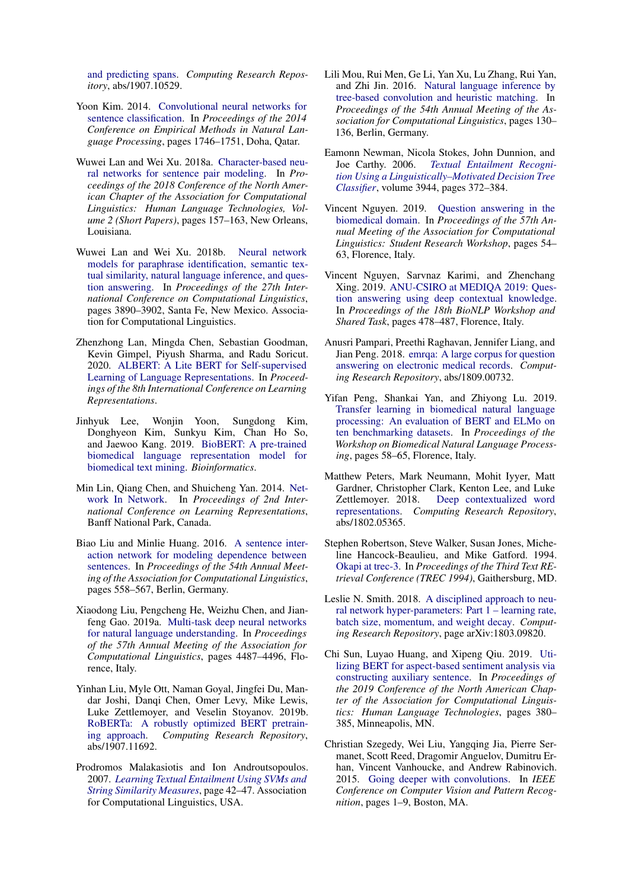and predicting spans. *Computing Research Repository*, abs/1907.10529.

Yoon Kim. 2014. Convolutional neural networks for sentence classification. In *Proceedings of the 2014 Conference on Empirical Methods in Natural Language Processing*, pages 1746–1751, Doha, Qatar.

Wuwei Lan and Wei Xu. 2018a. Character-based neural networks for sentence pair modeling. In *Proceedings of the 2018 Conference of the North American Chapter of the Association for Computational Linguistics: Human Language Technologies, Volume 2 (Short Papers)*, pages 157–163, New Orleans, Louisiana.

Wuwei Lan and Wei Xu. 2018b. Neural network models for paraphrase identification, semantic textual similarity, natural language inference, and question answering. In *Proceedings of the 27th International Conference on Computational Linguistics*, pages 3890–3902, Santa Fe, New Mexico. Association for Computational Linguistics.

Zhenzhong Lan, Mingda Chen, Sebastian Goodman, Kevin Gimpel, Piyush Sharma, and Radu Soricut. 2020. ALBERT: A Lite BERT for Self-supervised Learning of Language Representations. In *Proceedings of the 8th International Conference on Learning Representations*.

Jinhyuk Lee, Wonjin Yoon, Sungdong Kim, Donghyeon Kim, Sunkyu Kim, Chan Ho So, and Jaewoo Kang. 2019. BioBERT: A pre-trained biomedical language representation model for biomedical text mining. *Bioinformatics*.

Min Lin, Qiang Chen, and Shuicheng Yan. 2014. Network In Network. In *Proceedings of 2nd International Conference on Learning Representations*, Banff National Park, Canada.

Biao Liu and Minlie Huang. 2016. A sentence interaction network for modeling dependence between sentences. In *Proceedings of the 54th Annual Meeting of the Association for Computational Linguistics*, pages 558–567, Berlin, Germany.

Xiaodong Liu, Pengcheng He, Weizhu Chen, and Jianfeng Gao. 2019a. Multi-task deep neural networks for natural language understanding. In *Proceedings of the 57th Annual Meeting of the Association for Computational Linguistics*, pages 4487–4496, Florence, Italy.

Yinhan Liu, Myle Ott, Naman Goyal, Jingfei Du, Mandar Joshi, Danqi Chen, Omer Levy, Mike Lewis, Luke Zettlemoyer, and Veselin Stoyanov. 2019b. RoBERTa: A robustly optimized BERT pretraining approach. *Computing Research Repository*, abs/1907.11692.

Prodromos Malakasiotis and Ion Androutsopoulos. 2007. *Learning Textual Entailment Using SVMs and String Similarity Measures*, page 42–47. Association for Computational Linguistics, USA.

Lili Mou, Rui Men, Ge Li, Yan Xu, Lu Zhang, Rui Yan, and Zhi Jin. 2016. Natural language inference by tree-based convolution and heuristic matching. In *Proceedings of the 54th Annual Meeting of the Association for Computational Linguistics*, pages 130–136, Berlin, Germany.

Eamonn Newman, Nicola Stokes, John Dunnion, and Joe Carthy. 2006. *Textual Entailment Recognition Using a Linguistically–Motivated Decision Tree Classifier*, volume 3944, pages 372–384.

Vincent Nguyen. 2019. Question answering in the biomedical domain. In *Proceedings of the 57th Annual Meeting of the Association for Computational Linguistics: Student Research Workshop*, pages 54–63, Florence, Italy.

Vincent Nguyen, Sarvnaz Karimi, and Zhenchang Xing. 2019. ANU-CSIRO at MEDIQA 2019: Question answering using deep contextual knowledge. In *Proceedings of the 18th BioNLP Workshop and Shared Task*, pages 478–487, Florence, Italy.

Anusri Pampari, Preethi Raghavan, Jennifer Liang, and Jian Peng. 2018. emrqa: A large corpus for question answering on electronic medical records. *Computing Research Repository*, abs/1809.00732.

Yifan Peng, Shankai Yan, and Zhiyong Lu. 2019. Transfer learning in biomedical natural language processing: An evaluation of BERT and ELMo on ten benchmarking datasets. In *Proceedings of the Workshop on Biomedical Natural Language Processing*, pages 58–65, Florence, Italy.

Matthew Peters, Mark Neumann, Mohit Iyyer, Matt Gardner, Christopher Clark, Kenton Lee, and Luke Zettlemoyer. 2018. Deep contextualized word representations. *Computing Research Repository*, abs/1802.05365.

Stephen Robertson, Steve Walker, Susan Jones, Micheline Hancock-Beaulieu, and Mike Gatford. 1994. Okapi at trec-3. In *Proceedings of the Third Text REtrieval Conference (TREC 1994)*, Gaithersburg, MD.

Leslie N. Smith. 2018. A disciplined approach to neural network hyper-parameters: Part 1 – learning rate, batch size, momentum, and weight decay. *Computing Research Repository*, page arXiv:1803.09820.

Chi Sun, Luyao Huang, and Xipeng Qiu. 2019. Utilizing BERT for aspect-based sentiment analysis via constructing auxiliary sentence. In *Proceedings of the 2019 Conference of the North American Chapter of the Association for Computational Linguistics: Human Language Technologies*, pages 380–385, Minneapolis, MN.

Christian Szegedy, Wei Liu, Yangqing Jia, Pierre Sermanet, Scott Reed, Dragomir Anguelov, Dumitru Erhan, Vincent Vanhoucke, and Andrew Rabinovich. 2015. Going deeper with convolutions. In *IEEE Conference on Computer Vision and Pattern Recognition*, pages 1–9, Boston, MA.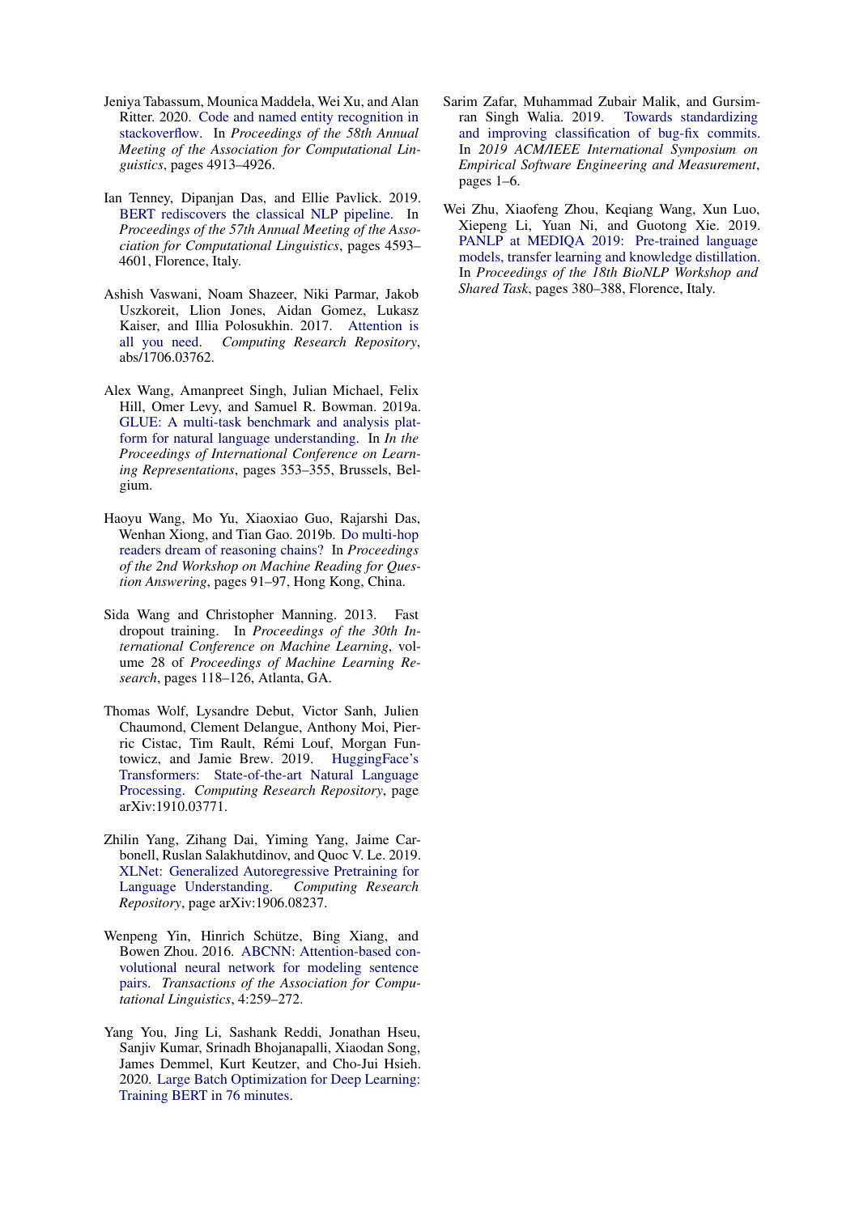Jeniya Tabassum, Mounica Maddela, Wei Xu, and Alan Ritter. 2020. Code and named entity recognition in stackoverflow. In *Proceedings of the 58th Annual Meeting of the Association for Computational Linguistics*, pages 4913–4926.

Ian Tenney, Dipanjan Das, and Ellie Pavlick. 2019. BERT rediscovers the classical NLP pipeline. In *Proceedings of the 57th Annual Meeting of the Association for Computational Linguistics*, pages 4593–4601, Florence, Italy.

Ashish Vaswani, Noam Shazeer, Niki Parmar, Jakob Uszkoreit, Llion Jones, Aidan Gomez, Lukasz Kaiser, and Illia Polosukhin. 2017. Attention is all you need. *Computing Research Repository*, abs/1706.03762.

Alex Wang, Amanpreet Singh, Julian Michael, Felix Hill, Omer Levy, and Samuel R. Bowman. 2019a. GLUE: A multi-task benchmark and analysis platform for natural language understanding. In *In the Proceedings of International Conference on Learning Representations*, pages 353–355, Brussels, Belgium.

Haoyu Wang, Mo Yu, Xiaoxiao Guo, Rajarshi Das, Wenhan Xiong, and Tian Gao. 2019b. Do multi-hop readers dream of reasoning chains? In *Proceedings of the 2nd Workshop on Machine Reading for Question Answering*, pages 91–97, Hong Kong, China.

Sida Wang and Christopher Manning. 2013. Fast dropout training. In *Proceedings of the 30th International Conference on Machine Learning*, volume 28 of *Proceedings of Machine Learning Research*, pages 118–126, Atlanta, GA.

Thomas Wolf, Lysandre Debut, Victor Sanh, Julien Chaumond, Clement Delangue, Anthony Moi, Pierric Cistac, Tim Rault, Rémi Louf, Morgan Funtowicz, and Jamie Brew. 2019. HuggingFace's Transformers: State-of-the-art Natural Language Processing. *Computing Research Repository*, page arXiv:1910.03771.

Zhilin Yang, Zihang Dai, Yiming Yang, Jaime Carbonell, Ruslan Salakhutdinov, and Quoc V. Le. 2019. XLNet: Generalized Autoregressive Pretraining for Language Understanding. *Computing Research Repository*, page arXiv:1906.08237.

Wenpeng Yin, Hinrich Schütze, Bing Xiang, and Bowen Zhou. 2016. ABCNN: Attention-based convolutional neural network for modeling sentence pairs. *Transactions of the Association for Computational Linguistics*, 4:259–272.

Yang You, Jing Li, Sashank Reddi, Jonathan Hseu, Sanjiv Kumar, Srinadh Bhojanapalli, Xiaodan Song, James Demmel, Kurt Keutzer, and Cho-Jui Hsieh. 2020. Large Batch Optimization for Deep Learning: Training BERT in 76 minutes.

Sarim Zafar, Muhammad Zubair Malik, and Gursimran Singh Walia. 2019. Towards standardizing and improving classification of bug-fix commits. In *2019 ACM/IEEE International Symposium on Empirical Software Engineering and Measurement*, pages 1–6.

Wei Zhu, Xiaofeng Zhou, Keqiang Wang, Xun Luo, Xiepeng Li, Yuan Ni, and Guotong Xie. 2019. PANLP at MEDIQA 2019: Pre-trained language models, transfer learning and knowledge distillation. In *Proceedings of the 18th BioNLP Workshop and Shared Task*, pages 380–388, Florence, Italy.